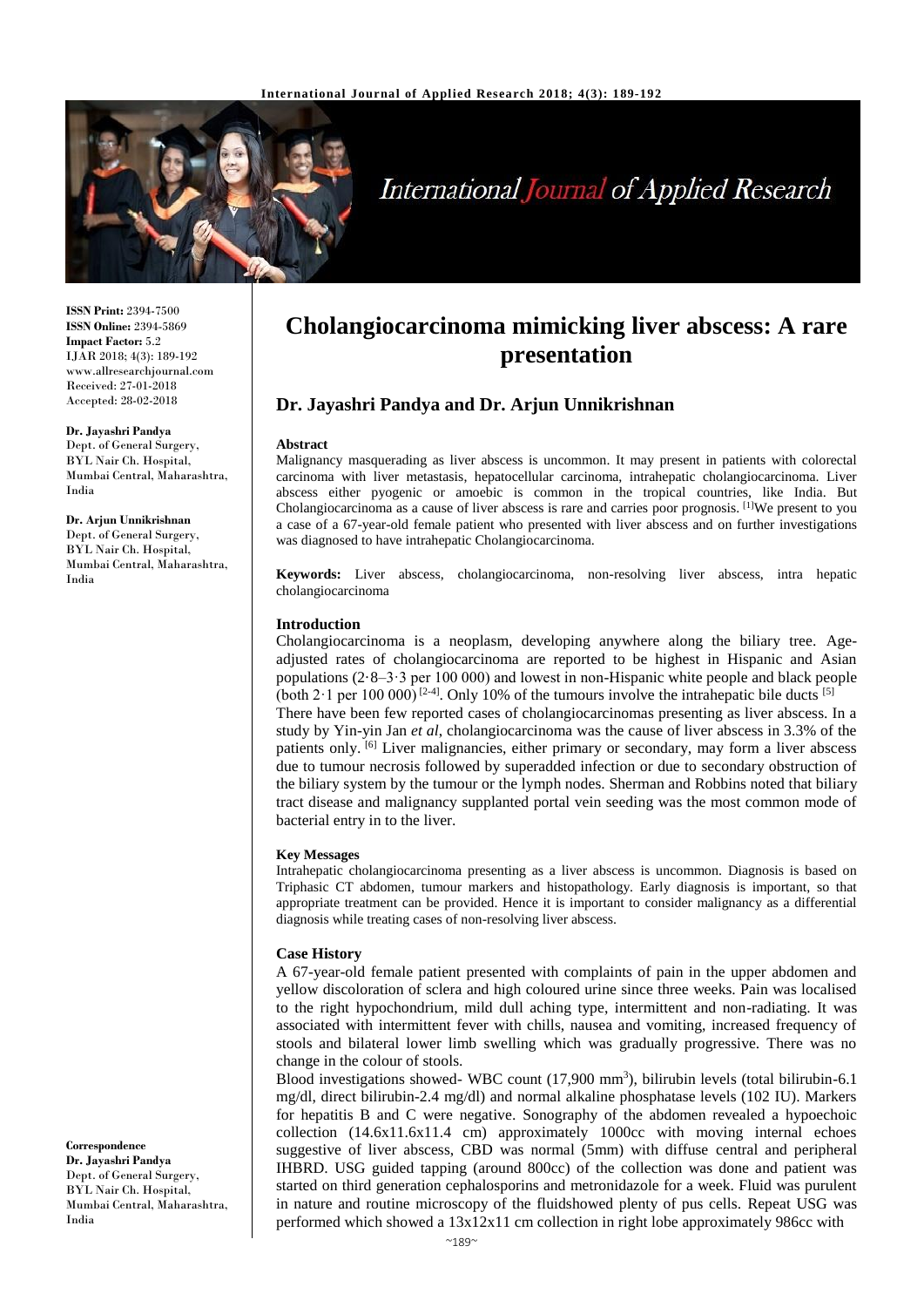# Cholangiocarcinoma mimicking liver abscess: A rare presentation

## Dr. Jayashri Pandya and Dr. Arjun Unnikrishnan

**ISSN Print:** 2394-7500
**ISSN Online:** 2394-5869
**Impact Factor:** 5.2
IJAR 2018; 4(3): 189-192
www.allresearchjournal.com
Received: 27-01-2018
Accepted: 28-02-2018

**Dr. Jayashri Pandya**
Dept. of General Surgery, BYL Nair Ch. Hospital, Mumbai Central, Maharashtra, India

**Dr. Arjun Unnikrishnan**
Dept. of General Surgery, BYL Nair Ch. Hospital, Mumbai Central, Maharashtra, India

**Correspondence**
**Dr. Jayashri Pandya**
Dept. of General Surgery, BYL Nair Ch. Hospital, Mumbai Central, Maharashtra, India

#### Abstract

Malignancy masquerading as liver abscess is uncommon. It may present in patients with colorectal carcinoma with liver metastasis, hepatocellular carcinoma, intrahepatic cholangiocarcinoma. Liver abscess either pyogenic or amoebic is common in the tropical countries, like India. But Cholangiocarcinoma as a cause of liver abscess is rare and carries poor prognosis. [1]We present to you a case of a 67-year-old female patient who presented with liver abscess and on further investigations was diagnosed to have intrahepatic Cholangiocarcinoma.

**Keywords:** Liver abscess, cholangiocarcinoma, non-resolving liver abscess, intra hepatic cholangiocarcinoma

#### Introduction

Cholangiocarcinoma is a neoplasm, developing anywhere along the biliary tree. Age-adjusted rates of cholangiocarcinoma are reported to be highest in Hispanic and Asian populations (2·8–3·3 per 100 000) and lowest in non-Hispanic white people and black people (both 2·1 per 100 000) [2-4]. Only 10% of the tumours involve the intrahepatic bile ducts [5]

There have been few reported cases of cholangiocarcinomas presenting as liver abscess. In a study by Yin-yin Jan *et al*, cholangiocarcinoma was the cause of liver abscess in 3.3% of the patients only. [6] Liver malignancies, either primary or secondary, may form a liver abscess due to tumour necrosis followed by superadded infection or due to secondary obstruction of the biliary system by the tumour or the lymph nodes. Sherman and Robbins noted that biliary tract disease and malignancy supplanted portal vein seeding was the most common mode of bacterial entry in to the liver.

#### Key Messages

Intrahepatic cholangiocarcinoma presenting as a liver abscess is uncommon. Diagnosis is based on Triphasic CT abdomen, tumour markers and histopathology. Early diagnosis is important, so that appropriate treatment can be provided. Hence it is important to consider malignancy as a differential diagnosis while treating cases of non-resolving liver abscess.

#### Case History

A 67-year-old female patient presented with complaints of pain in the upper abdomen and yellow discoloration of sclera and high coloured urine since three weeks. Pain was localised to the right hypochondrium, mild dull aching type, intermittent and non-radiating. It was associated with intermittent fever with chills, nausea and vomiting, increased frequency of stools and bilateral lower limb swelling which was gradually progressive. There was no change in the colour of stools.

Blood investigations showed- WBC count (17,900 $mm^3$), bilirubin levels (total bilirubin-6.1 mg/dl, direct bilirubin-2.4 mg/dl) and normal alkaline phosphatase levels (102 IU). Markers for hepatitis B and C were negative. Sonography of the abdomen revealed a hypoechoic collection (14.6x11.6x11.4 cm) approximately 1000cc with moving internal echoes suggestive of liver abscess, CBD was normal (5mm) with diffuse central and peripheral IHBRD. USG guided tapping (around 800cc) of the collection was done and patient was started on third generation cephalosporins and metronidazole for a week. Fluid was purulent in nature and routine microscopy of the fluidshowed plenty of pus cells. Repeat USG was performed which showed a 13x12x11 cm collection in right lobe approximately 986cc with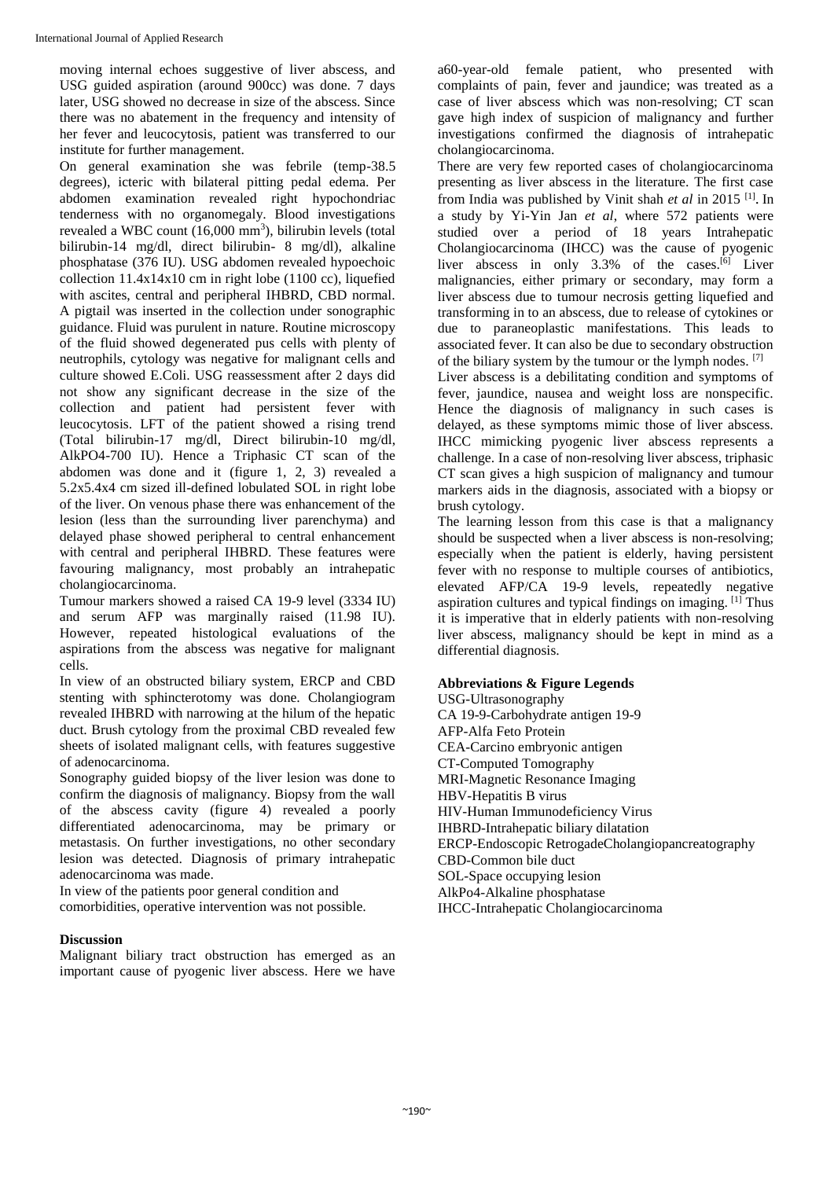moving internal echoes suggestive of liver abscess, and USG guided aspiration (around 900cc) was done. 7 days later, USG showed no decrease in size of the abscess. Since there was no abatement in the frequency and intensity of her fever and leucocytosis, patient was transferred to our institute for further management.

On general examination she was febrile (temp-38.5 degrees), icteric with bilateral pitting pedal edema. Per abdomen examination revealed right hypochondriac tenderness with no organomegaly. Blood investigations revealed a WBC count (16,000 $mm^3$), bilirubin levels (total bilirubin-14 mg/dl, direct bilirubin- 8 mg/dl), alkaline phosphatase (376 IU). USG abdomen revealed hypoechoic collection 11.4x14x10 cm in right lobe (1100 cc), liquefied with ascites, central and peripheral IHBRD, CBD normal. A pigtail was inserted in the collection under sonographic guidance. Fluid was purulent in nature. Routine microscopy of the fluid showed degenerated pus cells with plenty of neutrophils, cytology was negative for malignant cells and culture showed E.Coli. USG reassessment after 2 days did not show any significant decrease in the size of the collection and patient had persistent fever with leucocytosis. LFT of the patient showed a rising trend (Total bilirubin-17 mg/dl, Direct bilirubin-10 mg/dl, AlkPO4-700 IU). Hence a Triphasic CT scan of the abdomen was done and it (figure 1, 2, 3) revealed a 5.2x5.4x4 cm sized ill-defined lobulated SOL in right lobe of the liver. On venous phase there was enhancement of the lesion (less than the surrounding liver parenchyma) and delayed phase showed peripheral to central enhancement with central and peripheral IHBRD. These features were favouring malignancy, most probably an intrahepatic cholangiocarcinoma.

Tumour markers showed a raised CA 19-9 level (3334 IU) and serum AFP was marginally raised (11.98 IU). However, repeated histological evaluations of the aspirations from the abscess was negative for malignant cells.

In view of an obstructed biliary system, ERCP and CBD stenting with sphincterotomy was done. Cholangiogram revealed IHBRD with narrowing at the hilum of the hepatic duct. Brush cytology from the proximal CBD revealed few sheets of isolated malignant cells, with features suggestive of adenocarcinoma.

Sonography guided biopsy of the liver lesion was done to confirm the diagnosis of malignancy. Biopsy from the wall of the abscess cavity (figure 4) revealed a poorly differentiated adenocarcinoma, may be primary or metastasis. On further investigations, no other secondary lesion was detected. Diagnosis of primary intrahepatic adenocarcinoma was made.

In view of the patients poor general condition and comorbidities, operative intervention was not possible.

### Discussion

Malignant biliary tract obstruction has emerged as an important cause of pyogenic liver abscess. Here we have a60-year-old female patient, who presented with complaints of pain, fever and jaundice; was treated as a case of liver abscess which was non-resolving; CT scan gave high index of suspicion of malignancy and further investigations confirmed the diagnosis of intrahepatic cholangiocarcinoma.

There are very few reported cases of cholangiocarcinoma presenting as liver abscess in the literature. The first case from India was published by Vinit shah *et al* in 2015 [1]. In a study by Yi-Yin Jan *et al*, where 572 patients were studied over a period of 18 years Intrahepatic Cholangiocarcinoma (IHCC) was the cause of pyogenic liver abscess in only 3.3% of the cases.[6] Liver malignancies, either primary or secondary, may form a liver abscess due to tumour necrosis getting liquefied and transforming in to an abscess, due to release of cytokines or due to paraneoplastic manifestations. This leads to associated fever. It can also be due to secondary obstruction of the biliary system by the tumour or the lymph nodes. [7]

Liver abscess is a debilitating condition and symptoms of fever, jaundice, nausea and weight loss are nonspecific. Hence the diagnosis of malignancy in such cases is delayed, as these symptoms mimic those of liver abscess. IHCC mimicking pyogenic liver abscess represents a challenge. In a case of non-resolving liver abscess, triphasic CT scan gives a high suspicion of malignancy and tumour markers aids in the diagnosis, associated with a biopsy or brush cytology.

The learning lesson from this case is that a malignancy should be suspected when a liver abscess is non-resolving; especially when the patient is elderly, having persistent fever with no response to multiple courses of antibiotics, elevated AFP/CA 19-9 levels, repeatedly negative aspiration cultures and typical findings on imaging. [1] Thus it is imperative that in elderly patients with non-resolving liver abscess, malignancy should be kept in mind as a differential diagnosis.

### Abbreviations & Figure Legends

USG-Ultrasonography
CA 19-9-Carbohydrate antigen 19-9
AFP-Alfa Feto Protein
CEA-Carcino embryonic antigen
CT-Computed Tomography
MRI-Magnetic Resonance Imaging
HBV-Hepatitis B virus
HIV-Human Immunodeficiency Virus
IHBRD-Intrahepatic biliary dilatation
ERCP-Endoscopic RetrogadeCholangiopancreatography
CBD-Common bile duct
SOL-Space occupying lesion
AlkPo4-Alkaline phosphatase
IHCC-Intrahepatic Cholangiocarcinoma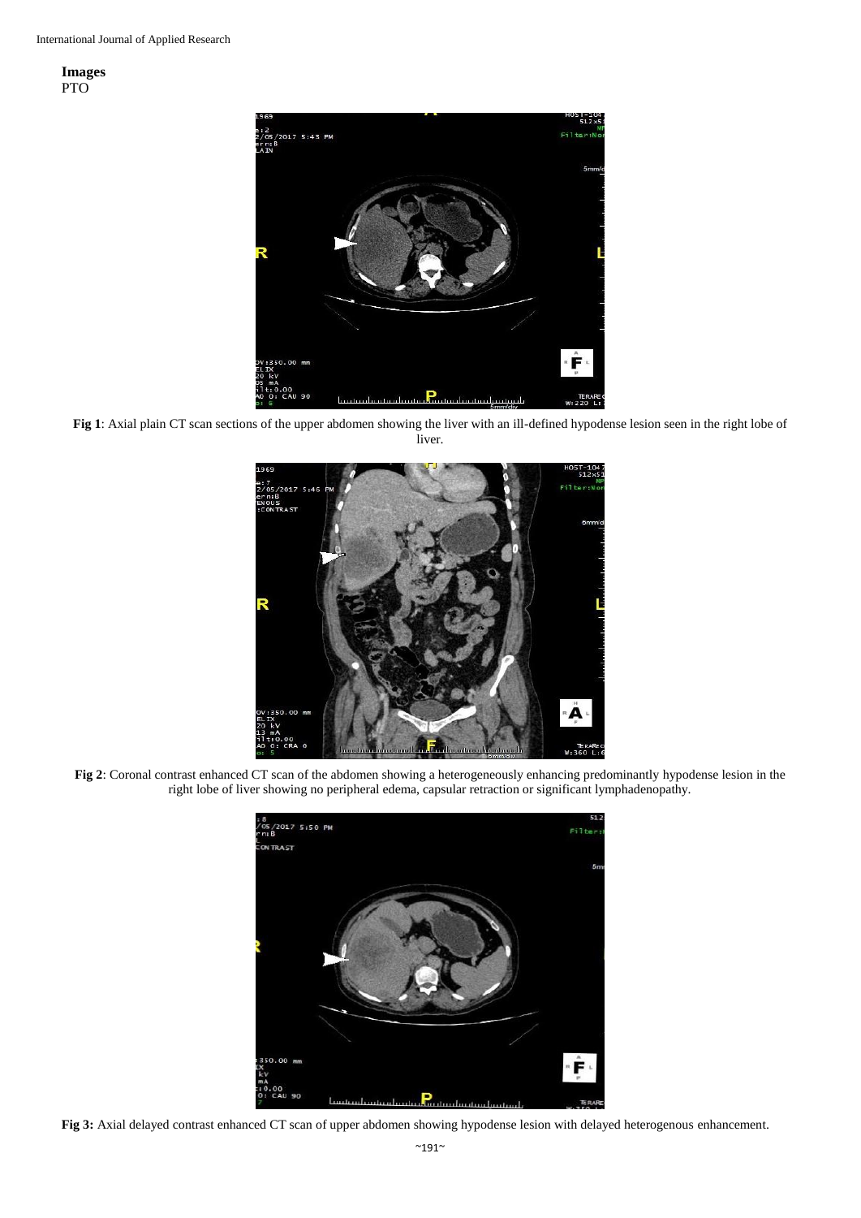**Images**
PTO

**Fig 1**: Axial plain CT scan sections of the upper abdomen showing the liver with an ill-defined hypodense lesion seen in the right lobe of liver.

**Fig 2**: Coronal contrast enhanced CT scan of the abdomen showing a heterogeneously enhancing predominantly hypodense lesion in the right lobe of liver showing no peripheral edema, capsular retraction or significant lymphadenopathy.

**Fig 3:** Axial delayed contrast enhanced CT scan of upper abdomen showing hypodense lesion with delayed heterogenous enhancement.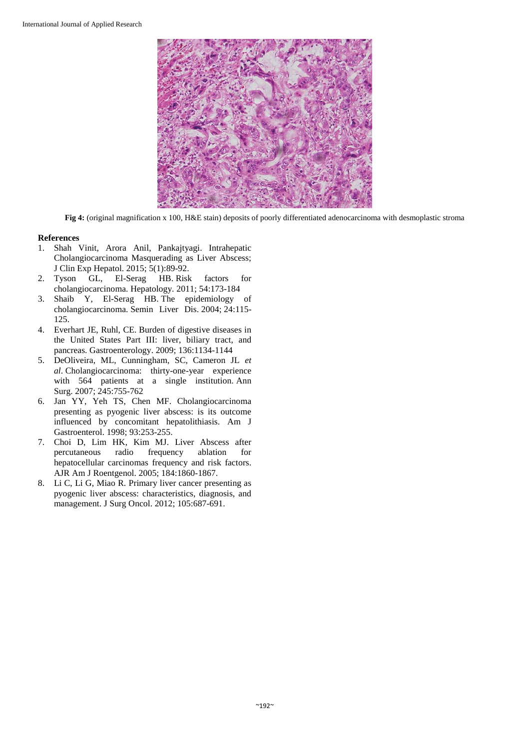**Fig 4:** (original magnification x 100, H&E stain) deposits of poorly differentiated adenocarcinoma with desmoplastic stroma

**References**

1. Shah Vinit, Arora Anil, Pankajtyagi. Intrahepatic Cholangiocarcinoma Masquerading as Liver Abscess; J Clin Exp Hepatol. 2015; 5(1):89-92.
2. Tyson GL, El-Serag HB. Risk factors for cholangiocarcinoma. Hepatology. 2011; 54:173-184
3. Shaib Y, El-Serag HB. The epidemiology of cholangiocarcinoma. Semin Liver Dis. 2004; 24:115-125.
4. Everhart JE, Ruhl, CE. Burden of digestive diseases in the United States Part III: liver, biliary tract, and pancreas. Gastroenterology. 2009; 136:1134-1144
5. DeOliveira, ML, Cunningham, SC, Cameron JL *et al*. Cholangiocarcinoma: thirty-one-year experience with 564 patients at a single institution. Ann Surg. 2007; 245:755-762
6. Jan YY, Yeh TS, Chen MF. Cholangiocarcinoma presenting as pyogenic liver abscess: is its outcome influenced by concomitant hepatolithiasis. Am J Gastroenterol. 1998; 93:253-255.
7. Choi D, Lim HK, Kim MJ. Liver Abscess after percutaneous radio frequency ablation for hepatocellular carcinomas frequency and risk factors. AJR Am J Roentgenol. 2005; 184:1860-1867.
8. Li C, Li G, Miao R. Primary liver cancer presenting as pyogenic liver abscess: characteristics, diagnosis, and management. J Surg Oncol. 2012; 105:687-691.